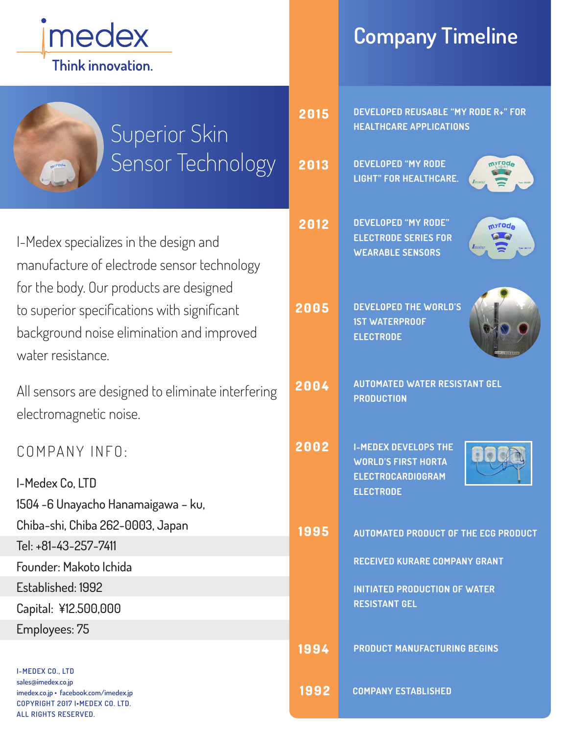# imedex

Think innovation.

## Superior Skin Sensor Technology

I-Medex specializes in the design and manufacture of electrode sensor technology for the body. Our products are designed to superior specifications with significant background noise elimination and improved water resistance.

All sensors are designed to eliminate interfering electromagnetic noise.

### COMPANY INFO:

I-Medex Co, LTD
1504 -6 Unayacho Hanamaigawa – ku,
Chiba-shi, Chiba 262-0003, Japan
Tel: +81-43-257-7411
Founder: Makoto Ichida
Established: 1992
Capital: ¥12.500,000
Employees: 75

## Company Timeline

**2015** — DEVELOPED REUSABLE "MY RODE R+" FOR HEALTHCARE APPLICATIONS

**2013** — DEVELOPED "MY RODE LIGHT" FOR HEALTHCARE.

**2012** — DEVELOPED "MY RODE" ELECTRODE SERIES FOR WEARABLE SENSORS

**2005** — DEVELOPED THE WORLD'S 1ST WATERPROOF ELECTRODE

**2004** — AUTOMATED WATER RESISTANT GEL PRODUCTION

**2002** — I-MEDEX DEVELOPS THE WORLD'S FIRST HORTA ELECTROCARDIOGRAM ELECTRODE

**1995** — AUTOMATED PRODUCT OF THE ECG PRODUCT

RECEIVED KURARE COMPANY GRANT

INITIATED PRODUCTION OF WATER RESISTANT GEL

**1994** — PRODUCT MANUFACTURING BEGINS

**1992** — COMPANY ESTABLISHED

I-MEDEX CO., LTD
sales@imedex.co.jp
imedex.co.jp • facebook.com/imedex.jp
COPYRIGHT 2017 I•MEDEX CO. LTD.
ALL RIGHTS RESERVED.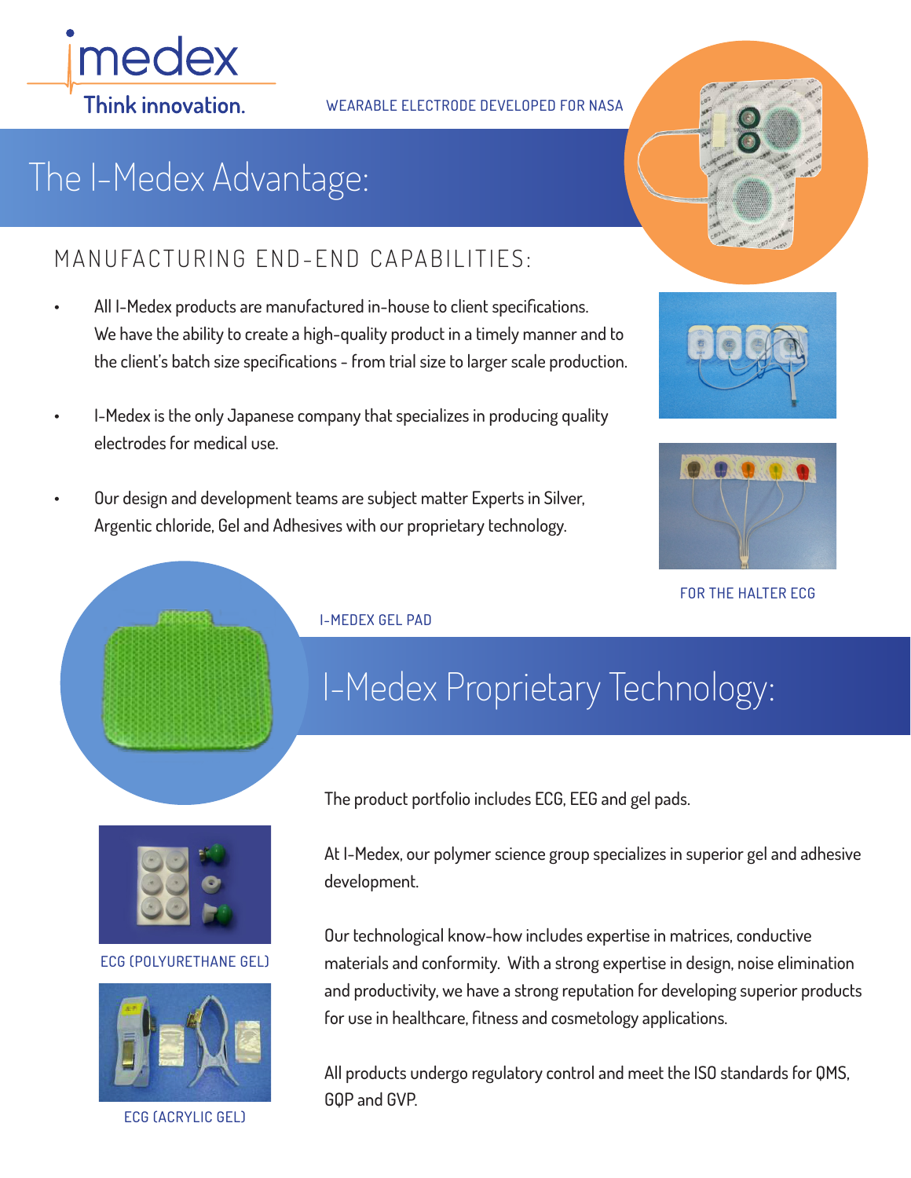imedex

Think innovation.

WEARABLE ELECTRODE DEVELOPED FOR NASA

# The I-Medex Advantage:

## MANUFACTURING END-END CAPABILITIES:

- All I-Medex products are manufactured in-house to client specifications. We have the ability to create a high-quality product in a timely manner and to the client's batch size specifications - from trial size to larger scale production.
- I-Medex is the only Japanese company that specializes in producing quality electrodes for medical use.
- Our design and development teams are subject matter Experts in Silver, Argentic chloride, Gel and Adhesives with our proprietary technology.

FOR THE HALTER ECG

I-MEDEX GEL PAD

# I-Medex Proprietary Technology:

The product portfolio includes ECG, EEG and gel pads.

At I-Medex, our polymer science group specializes in superior gel and adhesive development.

Our technological know-how includes expertise in matrices, conductive materials and conformity. With a strong expertise in design, noise elimination and productivity, we have a strong reputation for developing superior products for use in healthcare, fitness and cosmetology applications.

All products undergo regulatory control and meet the ISO standards for QMS, GQP and GVP.

ECG (POLYURETHANE GEL)

ECG (ACRYLIC GEL)